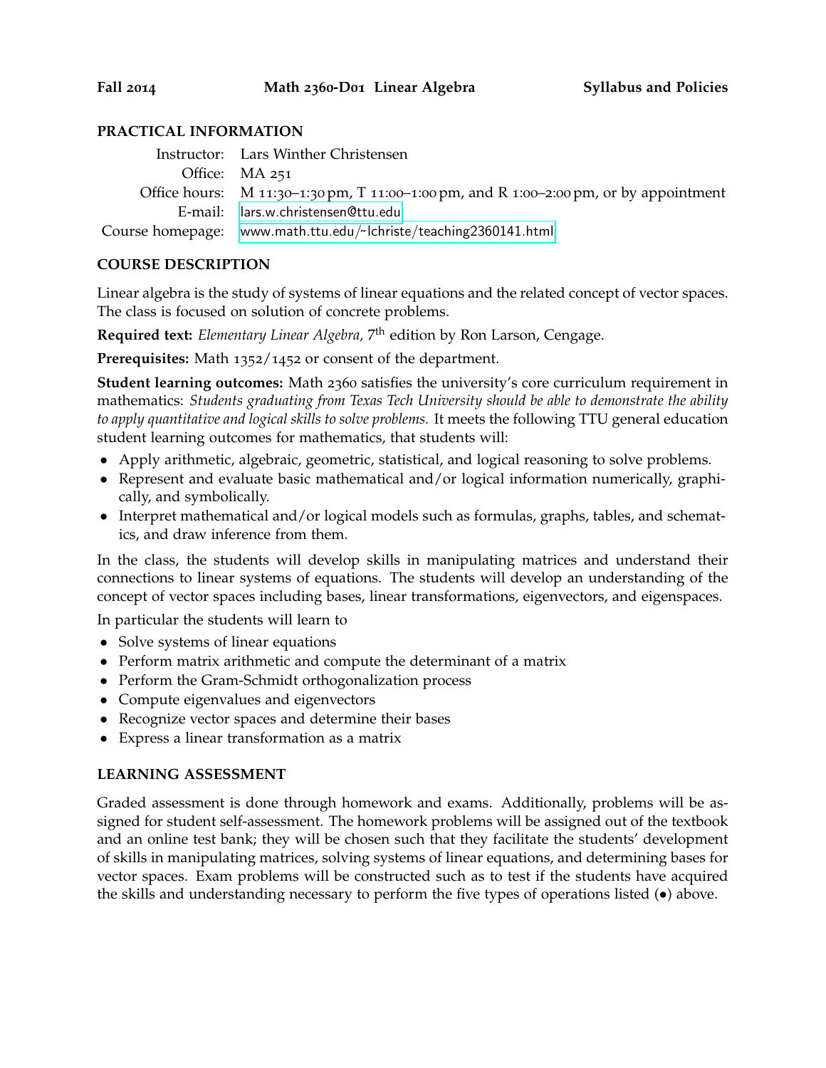**Fall 2014** **Math 2360-D01 Linear Algebra** **Syllabus and Policies**

## PRACTICAL INFORMATION

| | |
|---|---|
| Instructor: | Lars Winther Christensen |
| Office: | MA 251 |
| Office hours: | M 11:30–1:30 pm, T 11:00–1:00 pm, and R 1:00–2:00 pm, or by appointment |
| E-mail: | lars.w.christensen@ttu.edu |
| Course homepage: | www.math.ttu.edu/~lchriste/teaching2360141.html |

## COURSE DESCRIPTION

Linear algebra is the study of systems of linear equations and the related concept of vector spaces. The class is focused on solution of concrete problems.

**Required text:** *Elementary Linear Algebra,* 7th edition by Ron Larson, Cengage.

**Prerequisites:** Math 1352/1452 or consent of the department.

**Student learning outcomes:** Math 2360 satisfies the university's core curriculum requirement in mathematics: *Students graduating from Texas Tech University should be able to demonstrate the ability to apply quantitative and logical skills to solve problems.* It meets the following TTU general education student learning outcomes for mathematics, that students will:

- Apply arithmetic, algebraic, geometric, statistical, and logical reasoning to solve problems.
- Represent and evaluate basic mathematical and/or logical information numerically, graphically, and symbolically.
- Interpret mathematical and/or logical models such as formulas, graphs, tables, and schematics, and draw inference from them.

In the class, the students will develop skills in manipulating matrices and understand their connections to linear systems of equations. The students will develop an understanding of the concept of vector spaces including bases, linear transformations, eigenvectors, and eigenspaces.

In particular the students will learn to

- Solve systems of linear equations
- Perform matrix arithmetic and compute the determinant of a matrix
- Perform the Gram-Schmidt orthogonalization process
- Compute eigenvalues and eigenvectors
- Recognize vector spaces and determine their bases
- Express a linear transformation as a matrix

## LEARNING ASSESSMENT

Graded assessment is done through homework and exams. Additionally, problems will be assigned for student self-assessment. The homework problems will be assigned out of the textbook and an online test bank; they will be chosen such that they facilitate the students' development of skills in manipulating matrices, solving systems of linear equations, and determining bases for vector spaces. Exam problems will be constructed such as to test if the students have acquired the skills and understanding necessary to perform the five types of operations listed (•) above.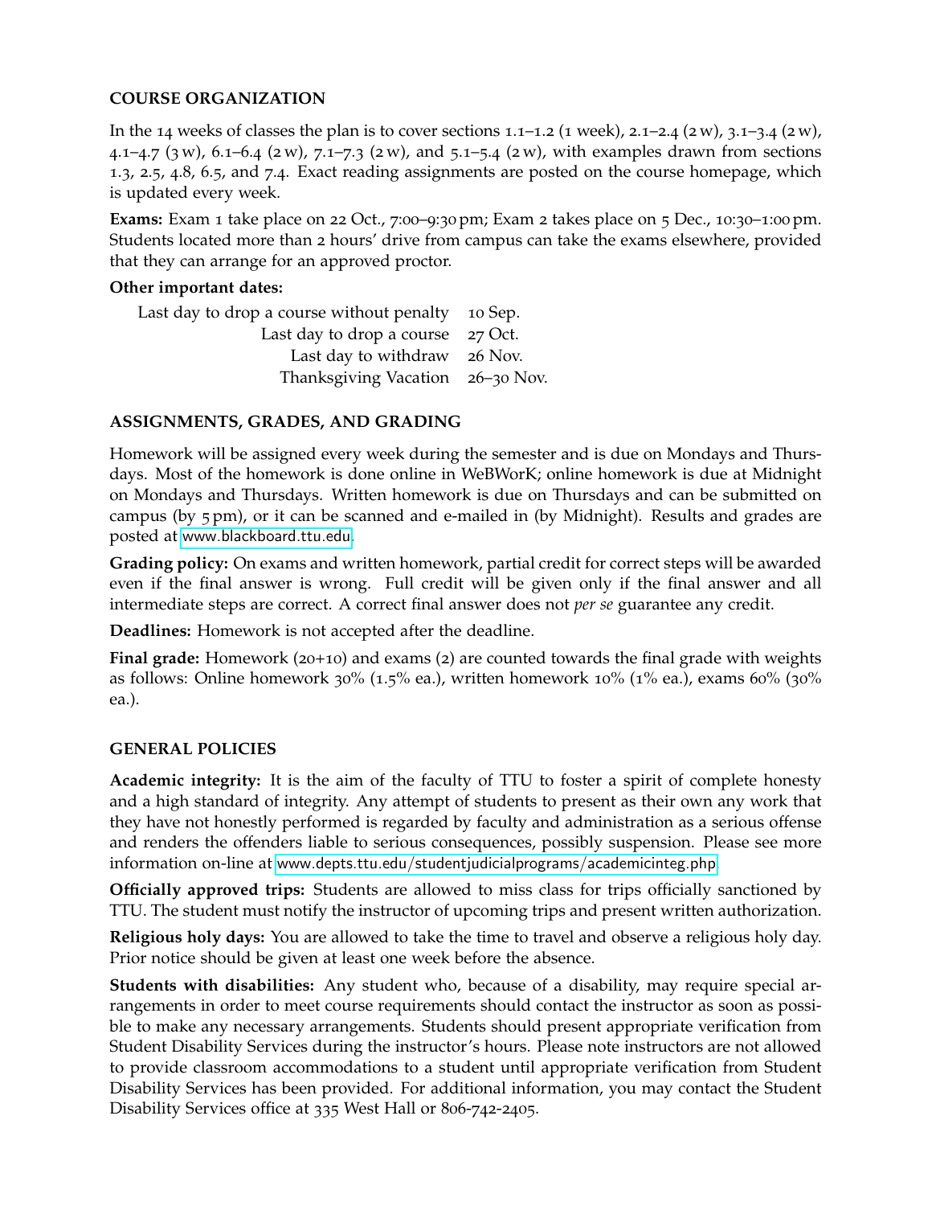### COURSE ORGANIZATION

In the 14 weeks of classes the plan is to cover sections 1.1–1.2 (1 week), 2.1–2.4 (2 w), 3.1–3.4 (2 w), 4.1–4.7 (3 w), 6.1–6.4 (2 w), 7.1–7.3 (2 w), and 5.1–5.4 (2 w), with examples drawn from sections 1.3, 2.5, 4.8, 6.5, and 7.4. Exact reading assignments are posted on the course homepage, which is updated every week.

**Exams:** Exam 1 take place on 22 Oct., 7:00–9:30 pm; Exam 2 takes place on 5 Dec., 10:30–1:00 pm. Students located more than 2 hours' drive from campus can take the exams elsewhere, provided that they can arrange for an approved proctor.

**Other important dates:**

| | |
|---|---|
| Last day to drop a course without penalty | 10 Sep. |
| Last day to drop a course | 27 Oct. |
| Last day to withdraw | 26 Nov. |
| Thanksgiving Vacation | 26–30 Nov. |

### ASSIGNMENTS, GRADES, AND GRADING

Homework will be assigned every week during the semester and is due on Mondays and Thursdays. Most of the homework is done online in WeBWorK; online homework is due at Midnight on Mondays and Thursdays. Written homework is due on Thursdays and can be submitted on campus (by 5 pm), or it can be scanned and e-mailed in (by Midnight). Results and grades are posted at www.blackboard.ttu.edu.

**Grading policy:** On exams and written homework, partial credit for correct steps will be awarded even if the final answer is wrong. Full credit will be given only if the final answer and all intermediate steps are correct. A correct final answer does not *per se* guarantee any credit.

**Deadlines:** Homework is not accepted after the deadline.

**Final grade:** Homework (20+10) and exams (2) are counted towards the final grade with weights as follows: Online homework 30% (1.5% ea.), written homework 10% (1% ea.), exams 60% (30% ea.).

### GENERAL POLICIES

**Academic integrity:** It is the aim of the faculty of TTU to foster a spirit of complete honesty and a high standard of integrity. Any attempt of students to present as their own any work that they have not honestly performed is regarded by faculty and administration as a serious offense and renders the offenders liable to serious consequences, possibly suspension. Please see more information on-line at www.depts.ttu.edu/studentjudicialprograms/academicinteg.php

**Officially approved trips:** Students are allowed to miss class for trips officially sanctioned by TTU. The student must notify the instructor of upcoming trips and present written authorization.

**Religious holy days:** You are allowed to take the time to travel and observe a religious holy day. Prior notice should be given at least one week before the absence.

**Students with disabilities:** Any student who, because of a disability, may require special arrangements in order to meet course requirements should contact the instructor as soon as possible to make any necessary arrangements. Students should present appropriate verification from Student Disability Services during the instructor's hours. Please note instructors are not allowed to provide classroom accommodations to a student until appropriate verification from Student Disability Services has been provided. For additional information, you may contact the Student Disability Services office at 335 West Hall or 806-742-2405.